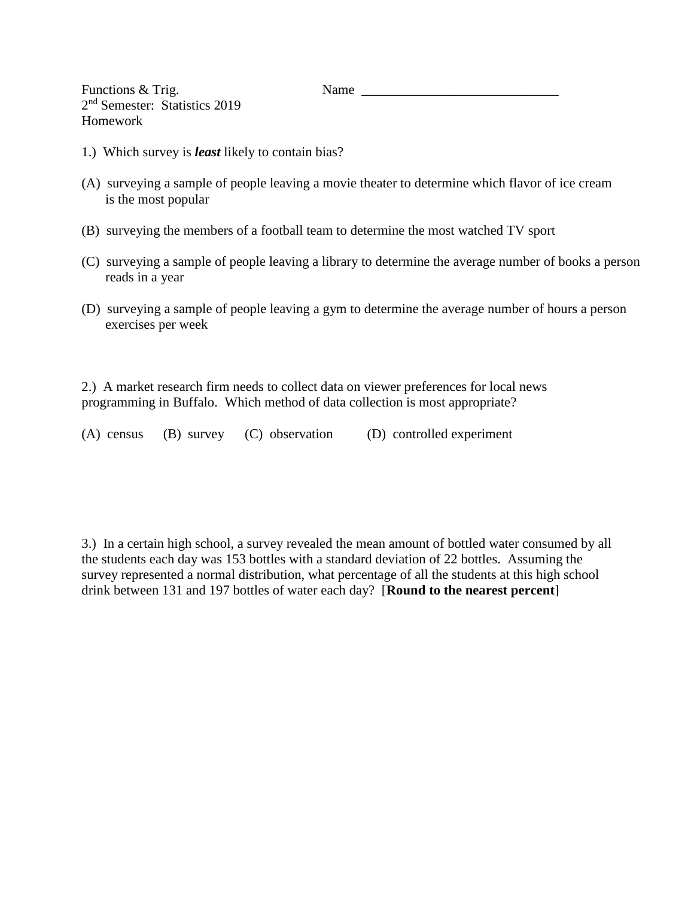Functions & Trig.
2nd Semester: Statistics 2019
Homework

Name ______________________________

1.) Which survey is ***least*** likely to contain bias?

(A) surveying a sample of people leaving a movie theater to determine which flavor of ice cream is the most popular

(B) surveying the members of a football team to determine the most watched TV sport

(C) surveying a sample of people leaving a library to determine the average number of books a person reads in a year

(D) surveying a sample of people leaving a gym to determine the average number of hours a person exercises per week

2.) A market research firm needs to collect data on viewer preferences for local news programming in Buffalo. Which method of data collection is most appropriate?

(A) census (B) survey (C) observation (D) controlled experiment

3.) In a certain high school, a survey revealed the mean amount of bottled water consumed by all the students each day was 153 bottles with a standard deviation of 22 bottles. Assuming the survey represented a normal distribution, what percentage of all the students at this high school drink between 131 and 197 bottles of water each day? [**Round to the nearest percent**]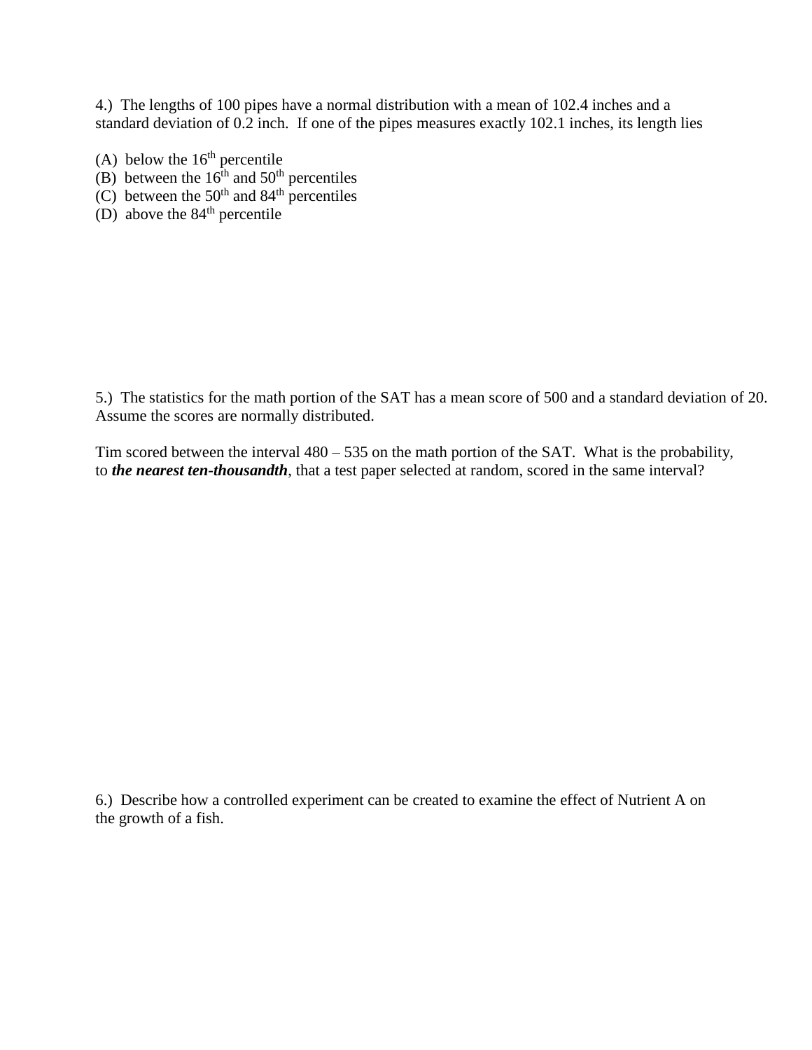4.) The lengths of 100 pipes have a normal distribution with a mean of 102.4 inches and a standard deviation of 0.2 inch. If one of the pipes measures exactly 102.1 inches, its length lies

(A) below the $16^{th}$ percentile
(B) between the $16^{th}$ and $50^{th}$ percentiles
(C) between the $50^{th}$ and $84^{th}$ percentiles
(D) above the $84^{th}$ percentile

5.) The statistics for the math portion of the SAT has a mean score of 500 and a standard deviation of 20. Assume the scores are normally distributed.

Tim scored between the interval 480 – 535 on the math portion of the SAT. What is the probability, to ***the nearest ten-thousandth***, that a test paper selected at random, scored in the same interval?

6.) Describe how a controlled experiment can be created to examine the effect of Nutrient A on the growth of a fish.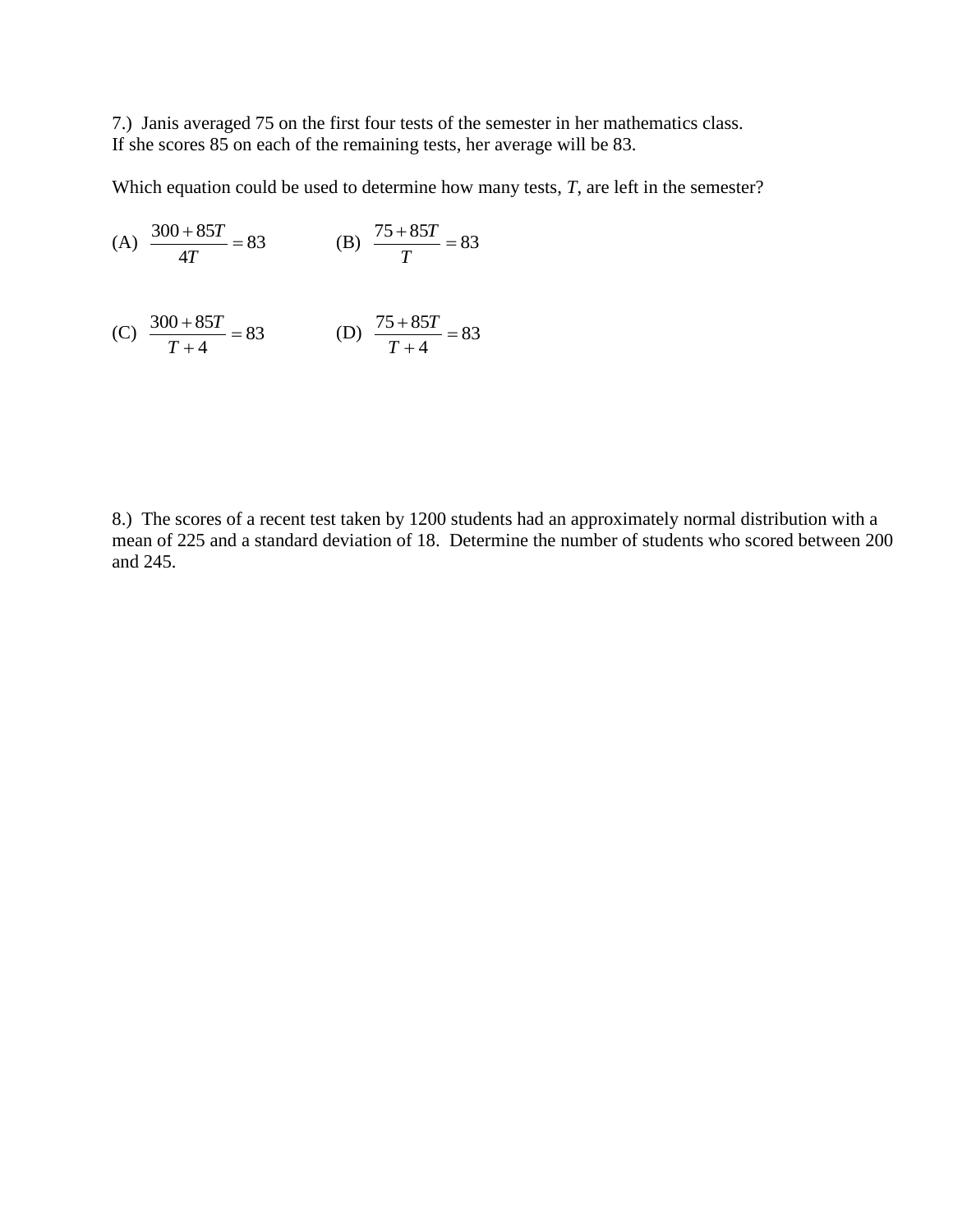7.) Janis averaged 75 on the first four tests of the semester in her mathematics class. If she scores 85 on each of the remaining tests, her average will be 83.

Which equation could be used to determine how many tests, $T$, are left in the semester?

(A) $\frac{300+85T}{4T}=83$ (B) $\frac{75+85T}{T}=83$

(C) $\frac{300+85T}{T+4}=83$ (D) $\frac{75+85T}{T+4}=83$

8.) The scores of a recent test taken by 1200 students had an approximately normal distribution with a mean of 225 and a standard deviation of 18. Determine the number of students who scored between 200 and 245.